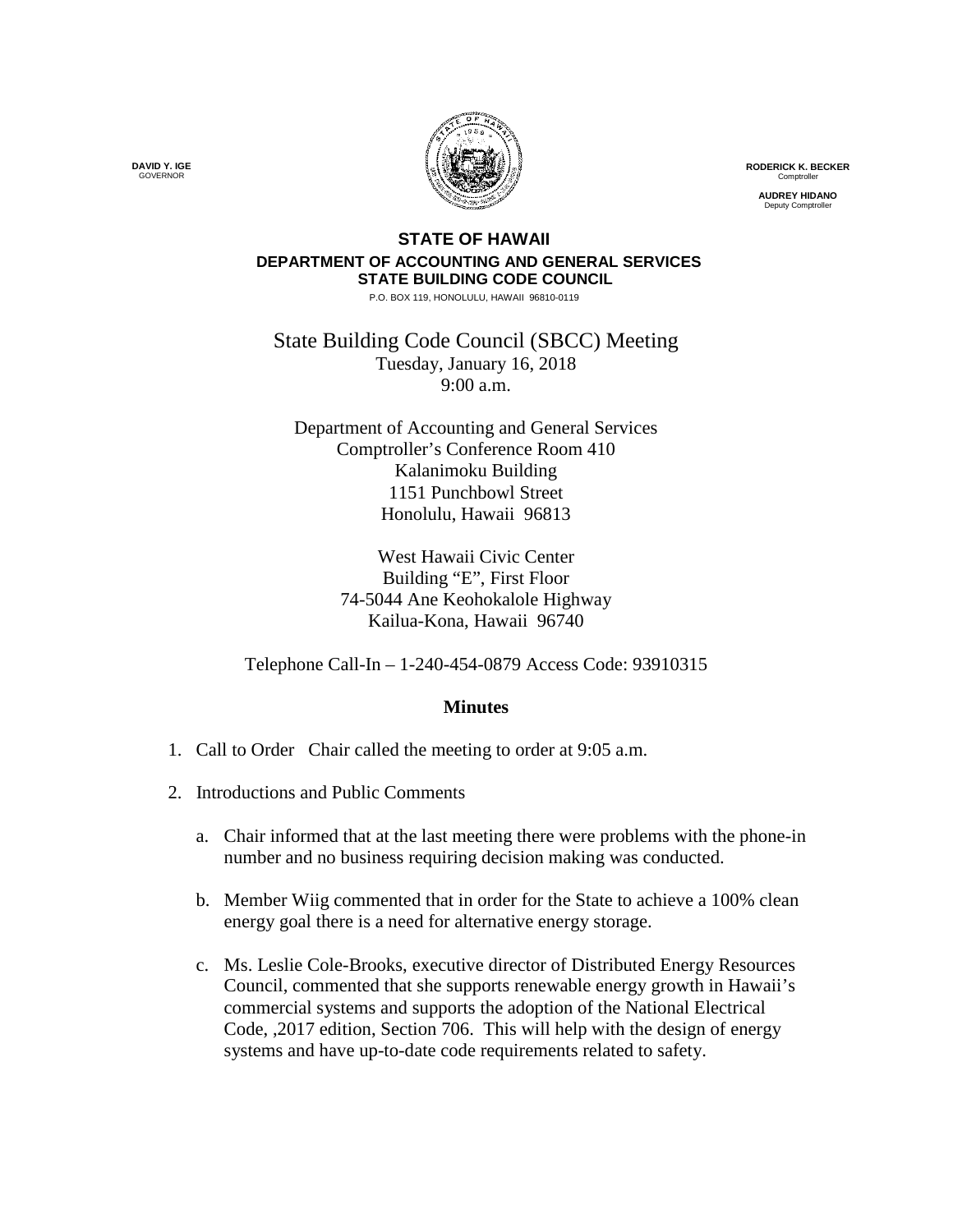**DAVID Y. IGE**
GOVERNOR

**RODERICK K. BECKER**
Comptroller

**AUDREY HIDANO**
Deputy Comptroller

**STATE OF HAWAII**
**DEPARTMENT OF ACCOUNTING AND GENERAL SERVICES**
**STATE BUILDING CODE COUNCIL**
P.O. BOX 119, HONOLULU, HAWAII 96810-0119

State Building Code Council (SBCC) Meeting
Tuesday, January 16, 2018
9:00 a.m.

Department of Accounting and General Services
Comptroller's Conference Room 410
Kalanimoku Building
1151 Punchbowl Street
Honolulu, Hawaii 96813

West Hawaii Civic Center
Building "E", First Floor
74-5044 Ane Keohokalole Highway
Kailua-Kona, Hawaii 96740

Telephone Call-In – 1-240-454-0879 Access Code: 93910315

**Minutes**

1. Call to Order Chair called the meeting to order at 9:05 a.m.

2. Introductions and Public Comments

   a. Chair informed that at the last meeting there were problems with the phone-in number and no business requiring decision making was conducted.

   b. Member Wiig commented that in order for the State to achieve a 100% clean energy goal there is a need for alternative energy storage.

   c. Ms. Leslie Cole-Brooks, executive director of Distributed Energy Resources Council, commented that she supports renewable energy growth in Hawaii's commercial systems and supports the adoption of the National Electrical Code, ,2017 edition, Section 706. This will help with the design of energy systems and have up-to-date code requirements related to safety.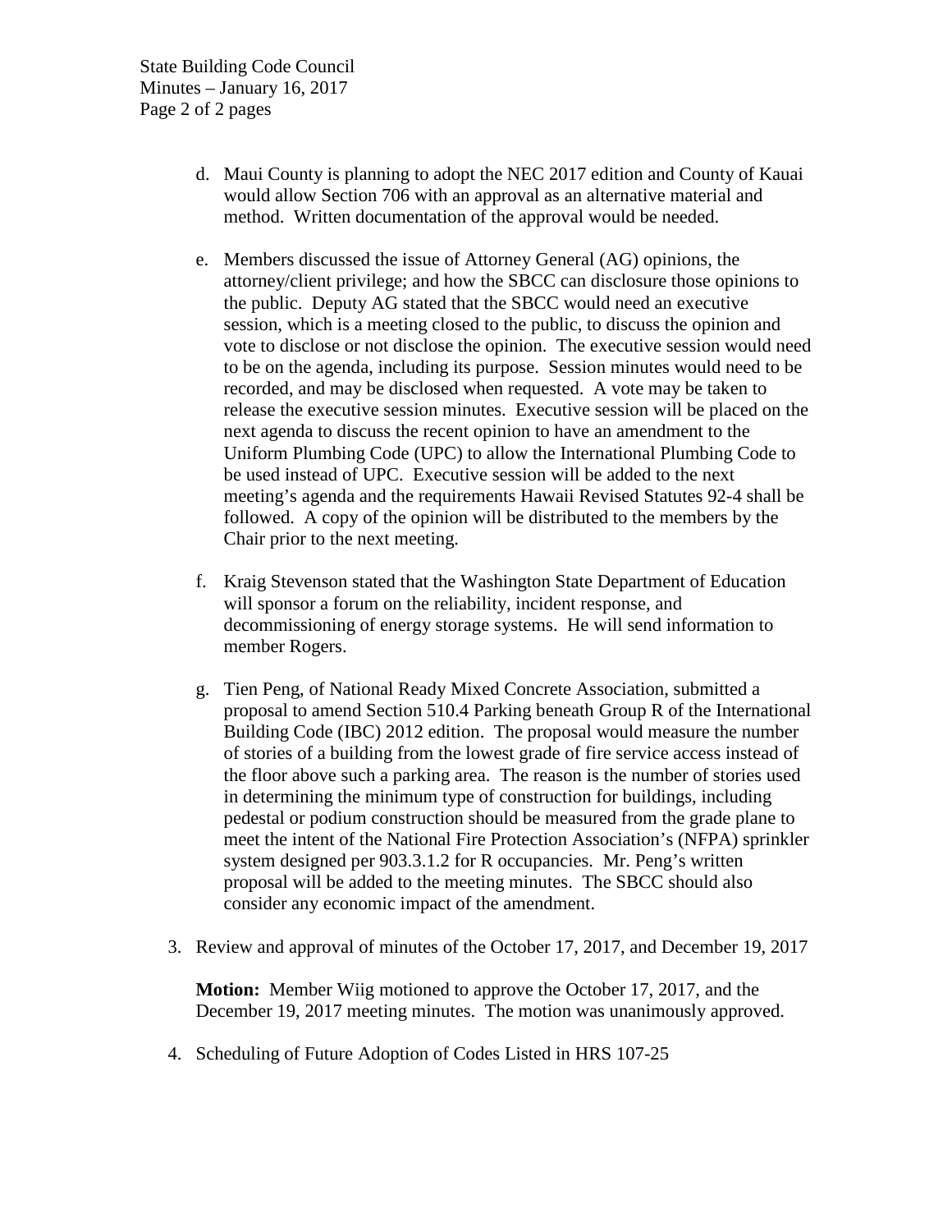d. Maui County is planning to adopt the NEC 2017 edition and County of Kauai would allow Section 706 with an approval as an alternative material and method. Written documentation of the approval would be needed.

e. Members discussed the issue of Attorney General (AG) opinions, the attorney/client privilege; and how the SBCC can disclosure those opinions to the public. Deputy AG stated that the SBCC would need an executive session, which is a meeting closed to the public, to discuss the opinion and vote to disclose or not disclose the opinion. The executive session would need to be on the agenda, including its purpose. Session minutes would need to be recorded, and may be disclosed when requested. A vote may be taken to release the executive session minutes. Executive session will be placed on the next agenda to discuss the recent opinion to have an amendment to the Uniform Plumbing Code (UPC) to allow the International Plumbing Code to be used instead of UPC. Executive session will be added to the next meeting's agenda and the requirements Hawaii Revised Statutes 92-4 shall be followed. A copy of the opinion will be distributed to the members by the Chair prior to the next meeting.

f. Kraig Stevenson stated that the Washington State Department of Education will sponsor a forum on the reliability, incident response, and decommissioning of energy storage systems. He will send information to member Rogers.

g. Tien Peng, of National Ready Mixed Concrete Association, submitted a proposal to amend Section 510.4 Parking beneath Group R of the International Building Code (IBC) 2012 edition. The proposal would measure the number of stories of a building from the lowest grade of fire service access instead of the floor above such a parking area. The reason is the number of stories used in determining the minimum type of construction for buildings, including pedestal or podium construction should be measured from the grade plane to meet the intent of the National Fire Protection Association's (NFPA) sprinkler system designed per 903.3.1.2 for R occupancies. Mr. Peng's written proposal will be added to the meeting minutes. The SBCC should also consider any economic impact of the amendment.

3. Review and approval of minutes of the October 17, 2017, and December 19, 2017

   **Motion:** Member Wiig motioned to approve the October 17, 2017, and the December 19, 2017 meeting minutes. The motion was unanimously approved.

4. Scheduling of Future Adoption of Codes Listed in HRS 107-25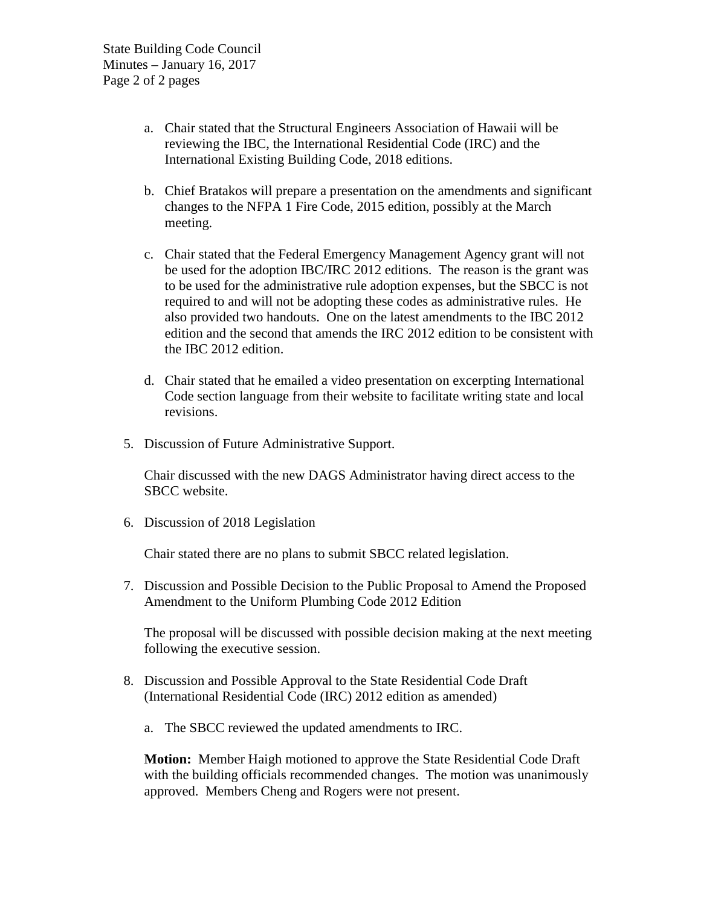a. Chair stated that the Structural Engineers Association of Hawaii will be reviewing the IBC, the International Residential Code (IRC) and the International Existing Building Code, 2018 editions.

b. Chief Bratakos will prepare a presentation on the amendments and significant changes to the NFPA 1 Fire Code, 2015 edition, possibly at the March meeting.

c. Chair stated that the Federal Emergency Management Agency grant will not be used for the adoption IBC/IRC 2012 editions. The reason is the grant was to be used for the administrative rule adoption expenses, but the SBCC is not required to and will not be adopting these codes as administrative rules. He also provided two handouts. One on the latest amendments to the IBC 2012 edition and the second that amends the IRC 2012 edition to be consistent with the IBC 2012 edition.

d. Chair stated that he emailed a video presentation on excerpting International Code section language from their website to facilitate writing state and local revisions.

5. Discussion of Future Administrative Support.

   Chair discussed with the new DAGS Administrator having direct access to the SBCC website.

6. Discussion of 2018 Legislation

   Chair stated there are no plans to submit SBCC related legislation.

7. Discussion and Possible Decision to the Public Proposal to Amend the Proposed Amendment to the Uniform Plumbing Code 2012 Edition

   The proposal will be discussed with possible decision making at the next meeting following the executive session.

8. Discussion and Possible Approval to the State Residential Code Draft (International Residential Code (IRC) 2012 edition as amended)

   a. The SBCC reviewed the updated amendments to IRC.

   **Motion:** Member Haigh motioned to approve the State Residential Code Draft with the building officials recommended changes. The motion was unanimously approved. Members Cheng and Rogers were not present.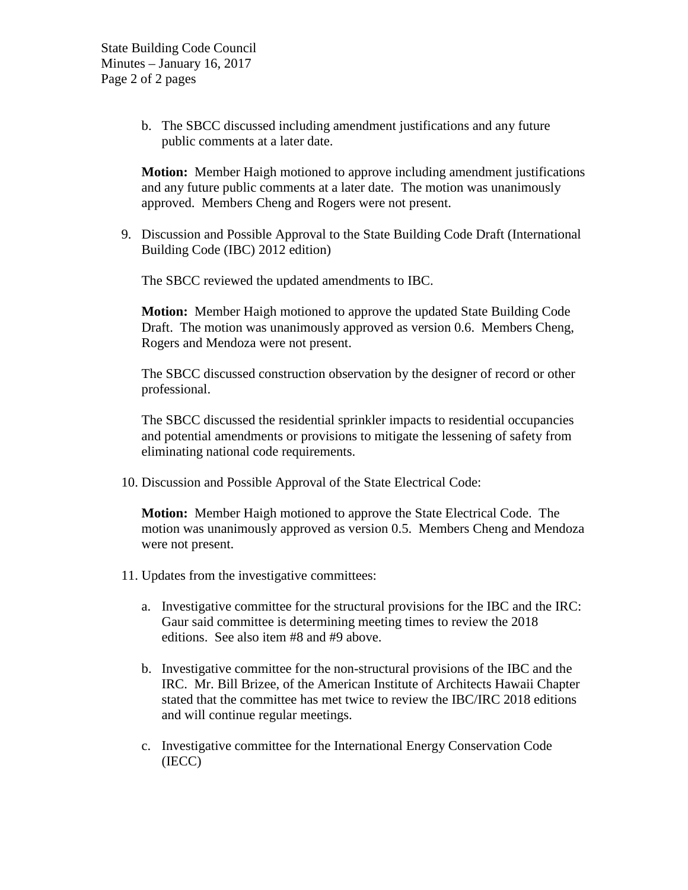b. The SBCC discussed including amendment justifications and any future public comments at a later date.

**Motion:** Member Haigh motioned to approve including amendment justifications and any future public comments at a later date. The motion was unanimously approved. Members Cheng and Rogers were not present.

9. Discussion and Possible Approval to the State Building Code Draft (International Building Code (IBC) 2012 edition)

   The SBCC reviewed the updated amendments to IBC.

   **Motion:** Member Haigh motioned to approve the updated State Building Code Draft. The motion was unanimously approved as version 0.6. Members Cheng, Rogers and Mendoza were not present.

   The SBCC discussed construction observation by the designer of record or other professional.

   The SBCC discussed the residential sprinkler impacts to residential occupancies and potential amendments or provisions to mitigate the lessening of safety from eliminating national code requirements.

10. Discussion and Possible Approval of the State Electrical Code:

    **Motion:** Member Haigh motioned to approve the State Electrical Code. The motion was unanimously approved as version 0.5. Members Cheng and Mendoza were not present.

11. Updates from the investigative committees:

    a. Investigative committee for the structural provisions for the IBC and the IRC: Gaur said committee is determining meeting times to review the 2018 editions. See also item #8 and #9 above.

    b. Investigative committee for the non-structural provisions of the IBC and the IRC. Mr. Bill Brizee, of the American Institute of Architects Hawaii Chapter stated that the committee has met twice to review the IBC/IRC 2018 editions and will continue regular meetings.

    c. Investigative committee for the International Energy Conservation Code (IECC)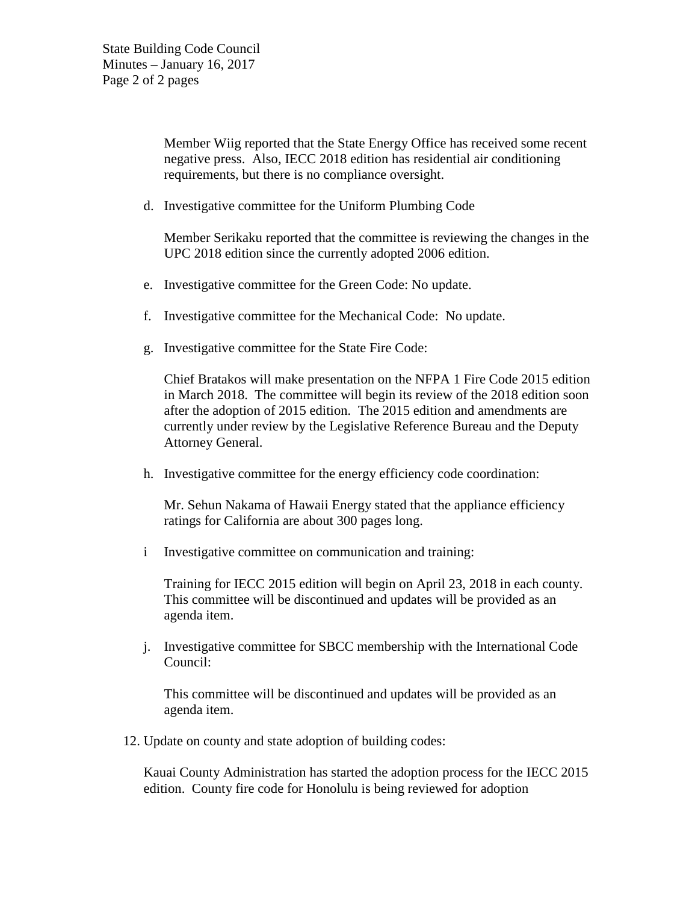Member Wiig reported that the State Energy Office has received some recent negative press. Also, IECC 2018 edition has residential air conditioning requirements, but there is no compliance oversight.

d. Investigative committee for the Uniform Plumbing Code

   Member Serikaku reported that the committee is reviewing the changes in the UPC 2018 edition since the currently adopted 2006 edition.

e. Investigative committee for the Green Code: No update.

f. Investigative committee for the Mechanical Code: No update.

g. Investigative committee for the State Fire Code:

   Chief Bratakos will make presentation on the NFPA 1 Fire Code 2015 edition in March 2018. The committee will begin its review of the 2018 edition soon after the adoption of 2015 edition. The 2015 edition and amendments are currently under review by the Legislative Reference Bureau and the Deputy Attorney General.

h. Investigative committee for the energy efficiency code coordination:

   Mr. Sehun Nakama of Hawaii Energy stated that the appliance efficiency ratings for California are about 300 pages long.

i Investigative committee on communication and training:

   Training for IECC 2015 edition will begin on April 23, 2018 in each county. This committee will be discontinued and updates will be provided as an agenda item.

j. Investigative committee for SBCC membership with the International Code Council:

   This committee will be discontinued and updates will be provided as an agenda item.

12. Update on county and state adoption of building codes:

    Kauai County Administration has started the adoption process for the IECC 2015 edition. County fire code for Honolulu is being reviewed for adoption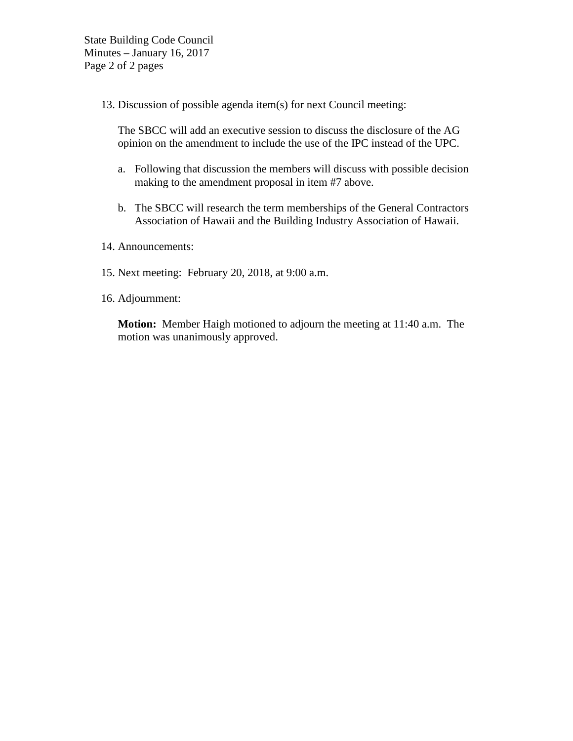13. Discussion of possible agenda item(s) for next Council meeting:

    The SBCC will add an executive session to discuss the disclosure of the AG opinion on the amendment to include the use of the IPC instead of the UPC.

    a. Following that discussion the members will discuss with possible decision making to the amendment proposal in item #7 above.

    b. The SBCC will research the term memberships of the General Contractors Association of Hawaii and the Building Industry Association of Hawaii.

14. Announcements:

15. Next meeting: February 20, 2018, at 9:00 a.m.

16. Adjournment:

    **Motion:** Member Haigh motioned to adjourn the meeting at 11:40 a.m. The motion was unanimously approved.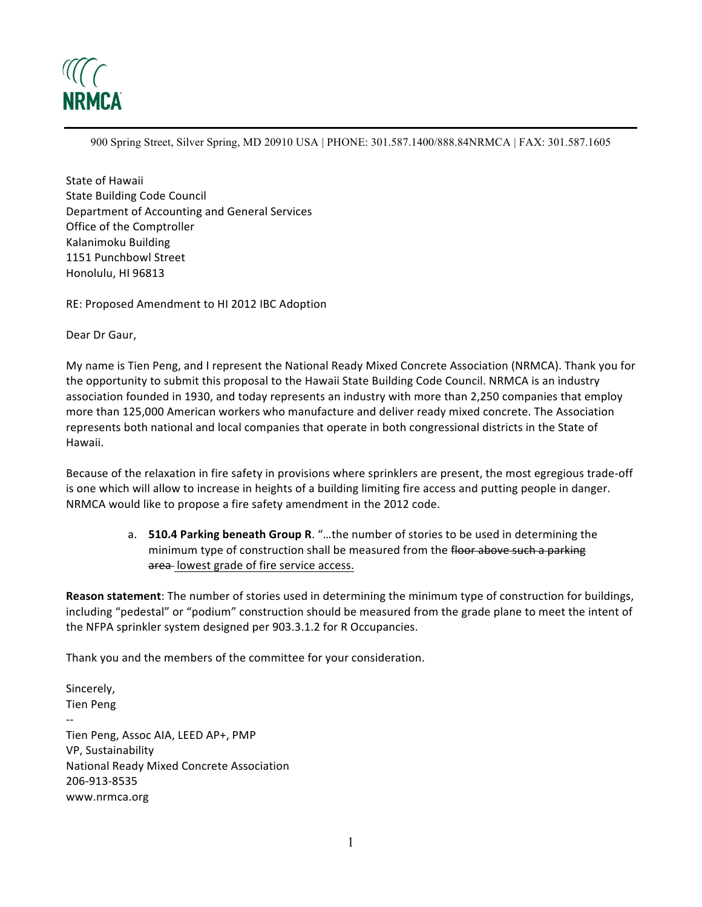NRMCA

900 Spring Street, Silver Spring, MD 20910 USA | PHONE: 301.587.1400/888.84NRMCA | FAX: 301.587.1605

State of Hawaii
State Building Code Council
Department of Accounting and General Services
Office of the Comptroller
Kalanimoku Building
1151 Punchbowl Street
Honolulu, HI 96813

RE: Proposed Amendment to HI 2012 IBC Adoption

Dear Dr Gaur,

My name is Tien Peng, and I represent the National Ready Mixed Concrete Association (NRMCA). Thank you for the opportunity to submit this proposal to the Hawaii State Building Code Council. NRMCA is an industry association founded in 1930, and today represents an industry with more than 2,250 companies that employ more than 125,000 American workers who manufacture and deliver ready mixed concrete. The Association represents both national and local companies that operate in both congressional districts in the State of Hawaii.

Because of the relaxation in fire safety in provisions where sprinklers are present, the most egregious trade-off is one which will allow to increase in heights of a building limiting fire access and putting people in danger. NRMCA would like to propose a fire safety amendment in the 2012 code.

a. **510.4 Parking beneath Group R**. "…the number of stories to be used in determining the minimum type of construction shall be measured from the ~~floor above such a parking area~~ <u>lowest grade of fire service access.</u>

**Reason statement**: The number of stories used in determining the minimum type of construction for buildings, including "pedestal" or "podium" construction should be measured from the grade plane to meet the intent of the NFPA sprinkler system designed per 903.3.1.2 for R Occupancies.

Thank you and the members of the committee for your consideration.

Sincerely,
Tien Peng
--
Tien Peng, Assoc AIA, LEED AP+, PMP
VP, Sustainability
National Ready Mixed Concrete Association
206-913-8535
www.nrmca.org